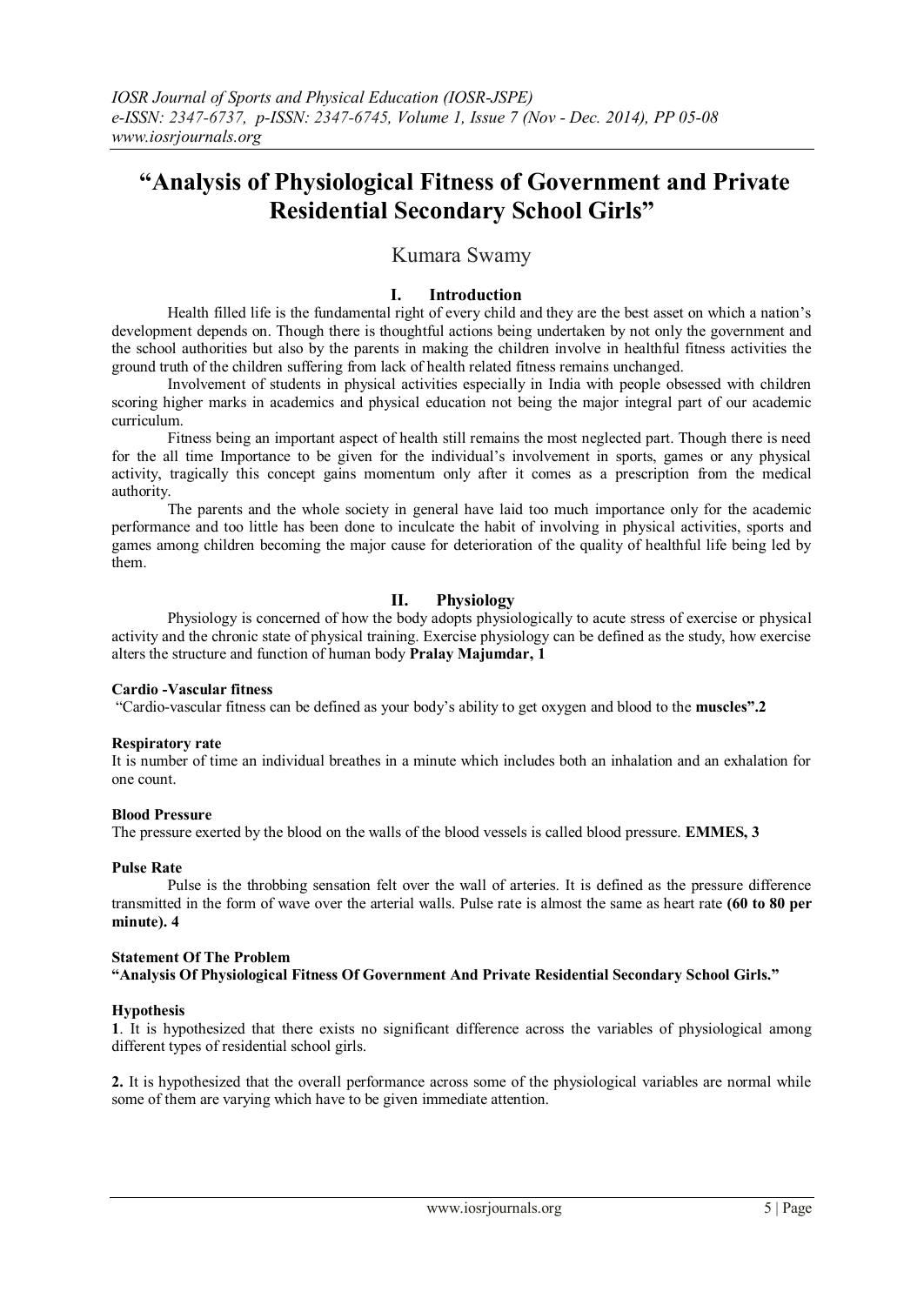# "Analysis of Physiological Fitness of Government and Private Residential Secondary School Girls"

Kumara Swamy

## I. Introduction

Health filled life is the fundamental right of every child and they are the best asset on which a nation's development depends on. Though there is thoughtful actions being undertaken by not only the government and the school authorities but also by the parents in making the children involve in healthful fitness activities the ground truth of the children suffering from lack of health related fitness remains unchanged.

Involvement of students in physical activities especially in India with people obsessed with children scoring higher marks in academics and physical education not being the major integral part of our academic curriculum.

Fitness being an important aspect of health still remains the most neglected part. Though there is need for the all time Importance to be given for the individual's involvement in sports, games or any physical activity, tragically this concept gains momentum only after it comes as a prescription from the medical authority.

The parents and the whole society in general have laid too much importance only for the academic performance and too little has been done to inculcate the habit of involving in physical activities, sports and games among children becoming the major cause for deterioration of the quality of healthful life being led by them.

## II. Physiology

Physiology is concerned of how the body adopts physiologically to acute stress of exercise or physical activity and the chronic state of physical training. Exercise physiology can be defined as the study, how exercise alters the structure and function of human body **Pralay Majumdar, 1**

**Cardio -Vascular fitness**

"Cardio-vascular fitness can be defined as your body's ability to get oxygen and blood to the **muscles".2**

**Respiratory rate**

It is number of time an individual breathes in a minute which includes both an inhalation and an exhalation for one count.

**Blood Pressure**

The pressure exerted by the blood on the walls of the blood vessels is called blood pressure. **EMMES, 3**

**Pulse Rate**

Pulse is the throbbing sensation felt over the wall of arteries. It is defined as the pressure difference transmitted in the form of wave over the arterial walls. Pulse rate is almost the same as heart rate **(60 to 80 per minute). 4**

**Statement Of The Problem**

**"Analysis Of Physiological Fitness Of Government And Private Residential Secondary School Girls."**

**Hypothesis**

**1**. It is hypothesized that there exists no significant difference across the variables of physiological among different types of residential school girls.

**2.** It is hypothesized that the overall performance across some of the physiological variables are normal while some of them are varying which have to be given immediate attention.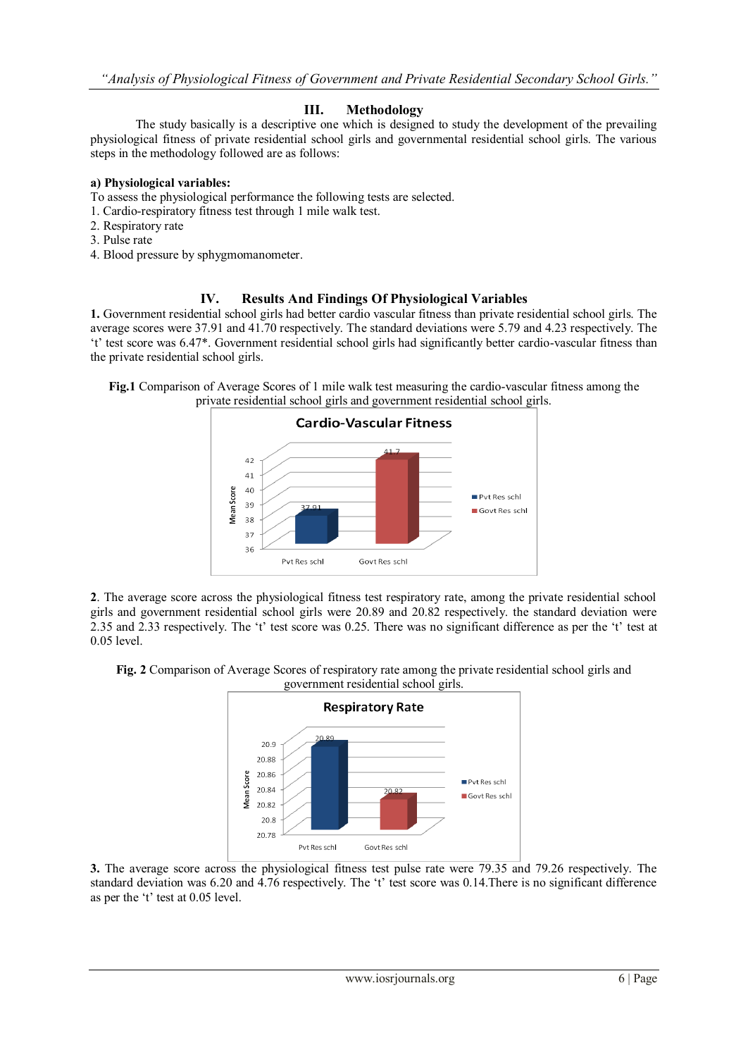## III. Methodology

The study basically is a descriptive one which is designed to study the development of the prevailing physiological fitness of private residential school girls and governmental residential school girls. The various steps in the methodology followed are as follows:

**a) Physiological variables:**

To assess the physiological performance the following tests are selected.

1. Cardio-respiratory fitness test through 1 mile walk test.
2. Respiratory rate
3. Pulse rate
4. Blood pressure by sphygmomanometer.

## IV. Results And Findings Of Physiological Variables

**1.** Government residential school girls had better cardio vascular fitness than private residential school girls. The average scores were 37.91 and 41.70 respectively. The standard deviations were 5.79 and 4.23 respectively. The 't' test score was 6.47*. Government residential school girls had significantly better cardio-vascular fitness than the private residential school girls.

**Fig.1** Comparison of Average Scores of 1 mile walk test measuring the cardio-vascular fitness among the private residential school girls and government residential school girls.

Cardio-Vascular Fitness

Mean Score

42
41
40
39
38
37
36

37.91
41.7

Pvt Res schl
Govt Res schl

Pvt Res schl
Govt Res schl

**2**. The average score across the physiological fitness test respiratory rate, among the private residential school girls and government residential school girls were 20.89 and 20.82 respectively. the standard deviation were 2.35 and 2.33 respectively. The 't' test score was 0.25. There was no significant difference as per the 't' test at 0.05 level.

**Fig. 2** Comparison of Average Scores of respiratory rate among the private residential school girls and government residential school girls.

Respiratory Rate

Mean Score

20.9
20.88
20.86
20.84
20.82
20.8
20.78

20.89
20.82

Pvt Res schl
Govt Res schl

Pvt Res schl
Govt Res schl

**3.** The average score across the physiological fitness test pulse rate were 79.35 and 79.26 respectively. The standard deviation was 6.20 and 4.76 respectively. The 't' test score was 0.14.There is no significant difference as per the 't' test at 0.05 level.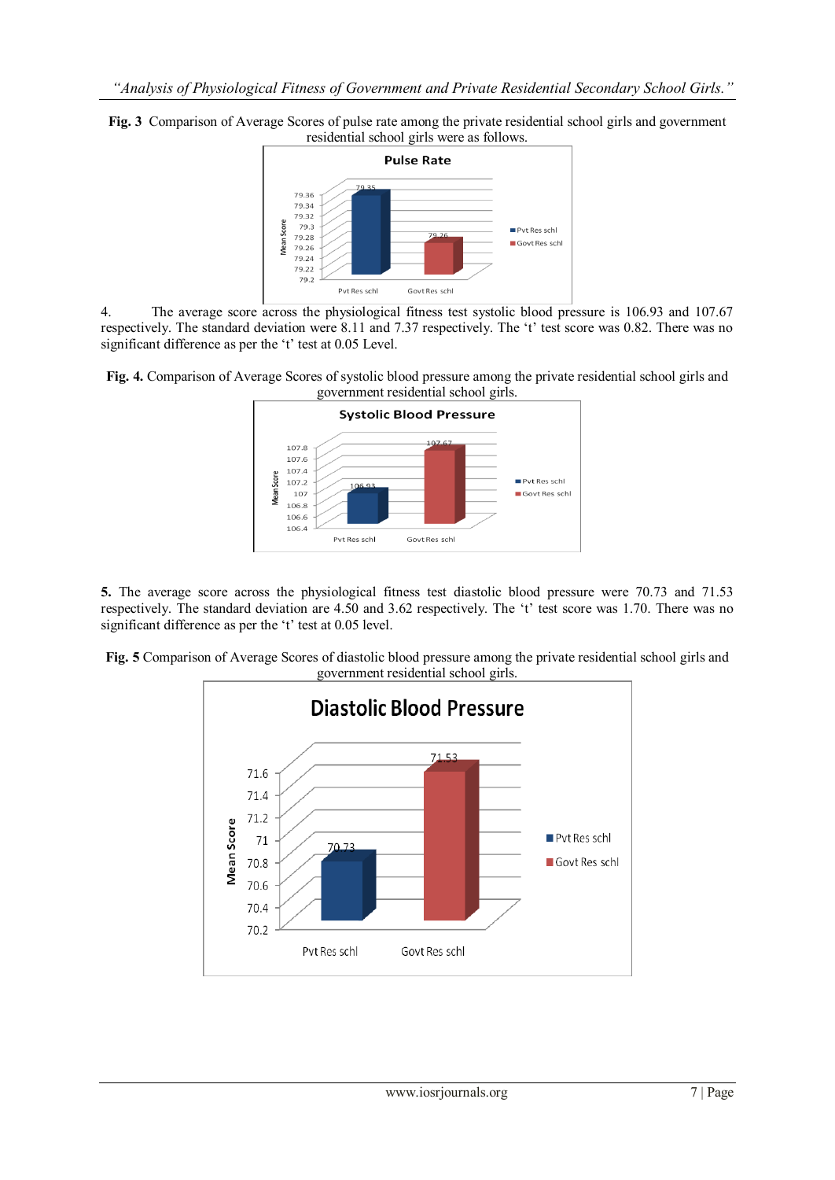**Fig. 3** Comparison of Average Scores of pulse rate among the private residential school girls and government residential school girls were as follows.

Pulse Rate

79.36
79.34
79.32
79.3
79.28
79.26
79.24
79.22
79.2

Mean Score

79.35

79.26

Pvt Res schl
Govt Res schl

Pvt Res schl
Govt Res schl

4. The average score across the physiological fitness test systolic blood pressure is 106.93 and 107.67 respectively. The standard deviation were 8.11 and 7.37 respectively. The 't' test score was 0.82. There was no significant difference as per the 't' test at 0.05 Level.

**Fig. 4.** Comparison of Average Scores of systolic blood pressure among the private residential school girls and government residential school girls.

Systolic Blood Pressure

107.8
107.6
107.4
107.2
107
106.8
106.6
106.4

Mean Score

106.93

107.67

Pvt Res schl
Govt Res schl

Pvt Res schl
Govt Res schl

**5.** The average score across the physiological fitness test diastolic blood pressure were 70.73 and 71.53 respectively. The standard deviation are 4.50 and 3.62 respectively. The 't' test score was 1.70. There was no significant difference as per the 't' test at 0.05 level.

**Fig. 5** Comparison of Average Scores of diastolic blood pressure among the private residential school girls and government residential school girls.

Diastolic Blood Pressure

71.6
71.4
71.2
71
70.8
70.6
70.4
70.2

Mean Score

70.73

71.53

Pvt Res schl
Govt Res schl

Pvt Res schl
Govt Res schl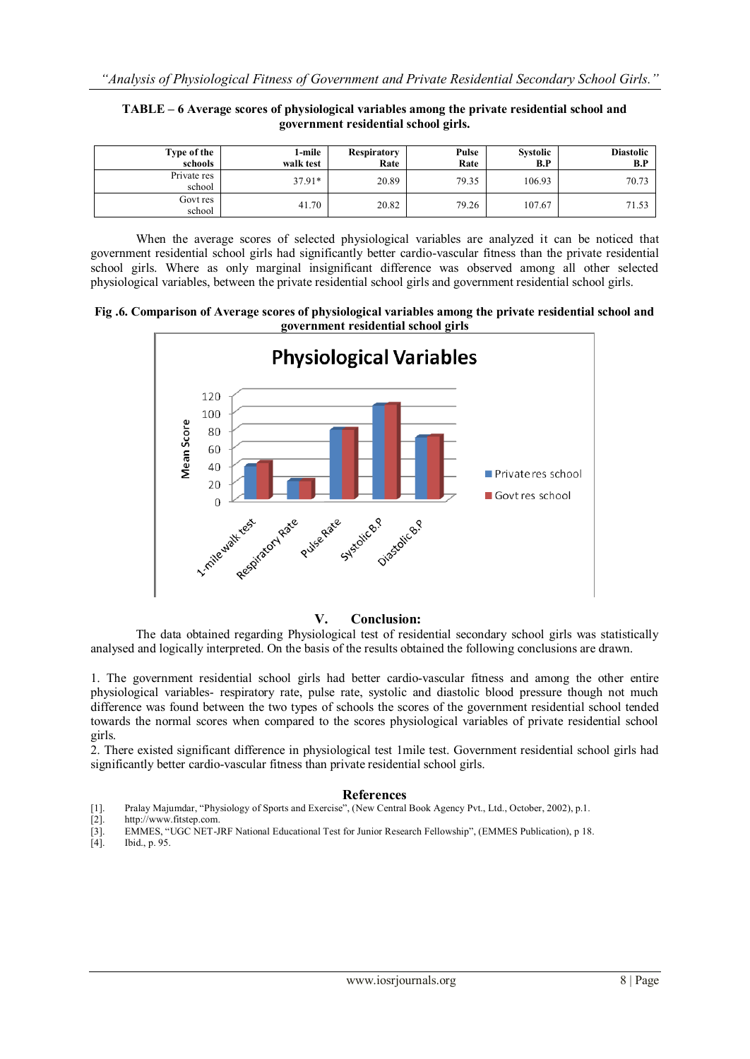**TABLE – 6 Average scores of physiological variables among the private residential school and government residential school girls.**

| Type of the schools | 1-mile walk test | Respiratory Rate | Pulse Rate | Systolic B.P | Diastolic B.P |
|---|---|---|---|---|---|
| Private res school | 37.91* | 20.89 | 79.35 | 106.93 | 70.73 |
| Govt res school | 41.70 | 20.82 | 79.26 | 107.67 | 71.53 |

When the average scores of selected physiological variables are analyzed it can be noticed that government residential school girls had significantly better cardio-vascular fitness than the private residential school girls. Where as only marginal insignificant difference was observed among all other selected physiological variables, between the private residential school girls and government residential school girls.

**Fig .6. Comparison of Average scores of physiological variables among the private residential school and government residential school girls**

Physiological Variables

Mean Score

120
100
80
60
40
20
0

1-mile walk test
Respiratory Rate
Pulse Rate
Systolic B.P
Diastolic B.P

Private res school
Govt res school

## V. Conclusion:

The data obtained regarding Physiological test of residential secondary school girls was statistically analysed and logically interpreted. On the basis of the results obtained the following conclusions are drawn.

1. The government residential school girls had better cardio-vascular fitness and among the other entire physiological variables- respiratory rate, pulse rate, systolic and diastolic blood pressure though not much difference was found between the two types of schools the scores of the government residential school tended towards the normal scores when compared to the scores physiological variables of private residential school girls.
2. There existed significant difference in physiological test 1mile test. Government residential school girls had significantly better cardio-vascular fitness than private residential school girls.

## References

[1]. Pralay Majumdar, "Physiology of Sports and Exercise", (New Central Book Agency Pvt., Ltd., October, 2002), p.1.
[2]. http://www.fitstep.com.
[3]. EMMES, "UGC NET-JRF National Educational Test for Junior Research Fellowship", (EMMES Publication), p 18.
[4]. Ibid., p. 95.